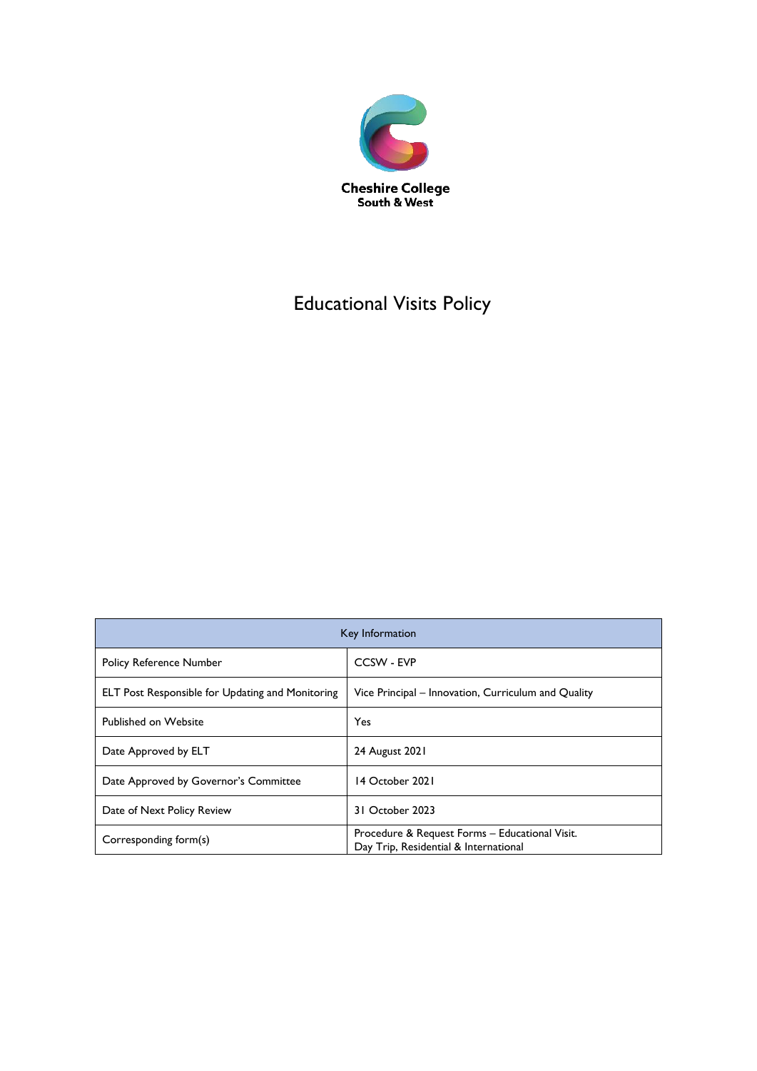Cheshire College
South & West

# Educational Visits Policy

| Key Information | |
| --- | --- |
| Policy Reference Number | CCSW - EVP |
| ELT Post Responsible for Updating and Monitoring | Vice Principal – Innovation, Curriculum and Quality |
| Published on Website | Yes |
| Date Approved by ELT | 24 August 2021 |
| Date Approved by Governor's Committee | 14 October 2021 |
| Date of Next Policy Review | 31 October 2023 |
| Corresponding form(s) | Procedure & Request Forms – Educational Visit. Day Trip, Residential & International |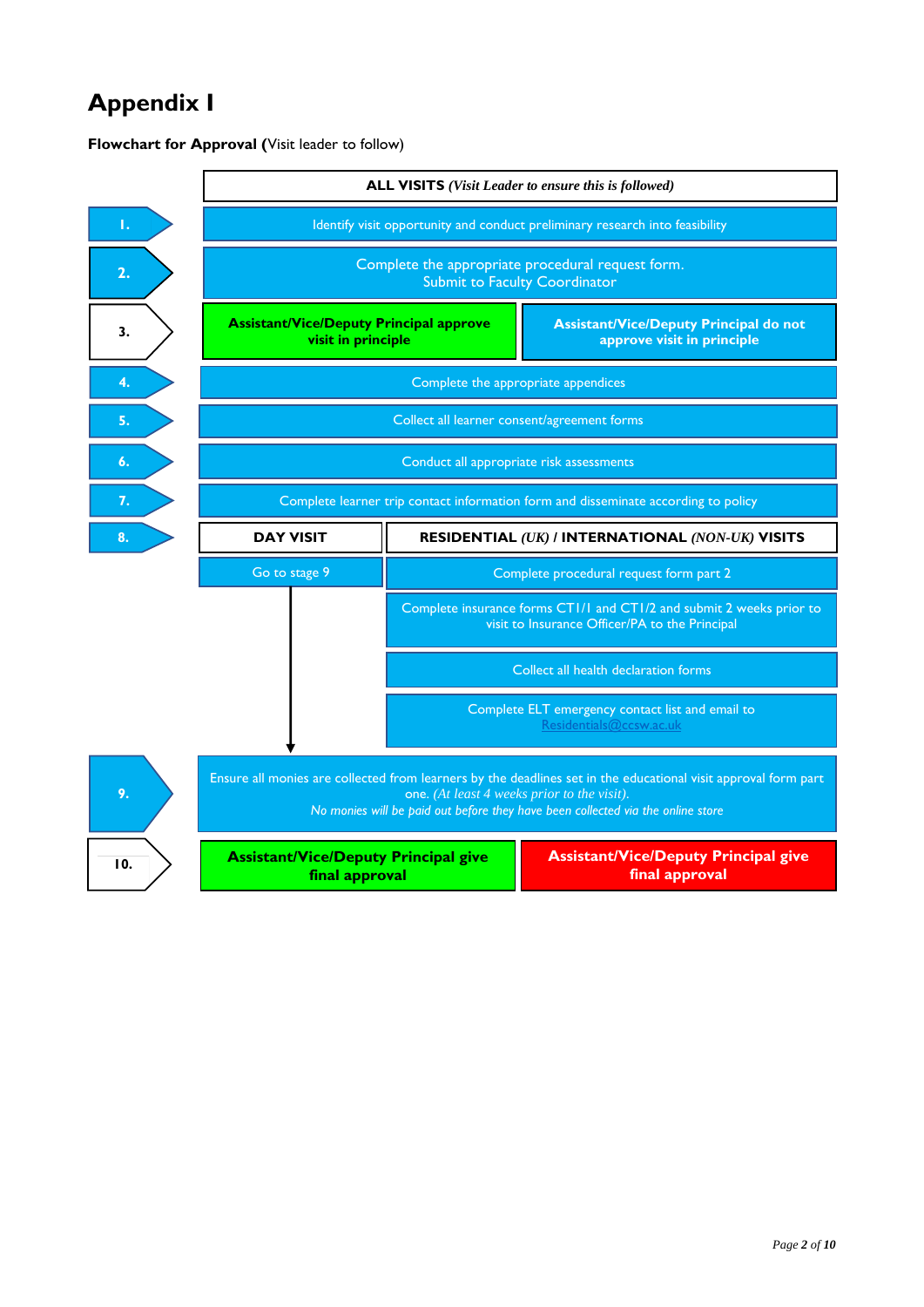# Appendix I

**Flowchart for Approval** (Visit leader to follow)

**ALL VISITS** *(Visit Leader to ensure this is followed)*

1. Identify visit opportunity and conduct preliminary research into feasibility
2. Complete the appropriate procedural request form. Submit to Faculty Coordinator
3. **Assistant/Vice/Deputy Principal approve visit in principle** | **Assistant/Vice/Deputy Principal do not approve visit in principle**
4. Complete the appropriate appendices
5. Collect all learner consent/agreement forms
6. Conduct all appropriate risk assessments
7. Complete learner trip contact information form and disseminate according to policy
8. 

| **DAY VISIT** | **RESIDENTIAL** *(UK)* **/ INTERNATIONAL** *(NON-UK)* **VISITS** |
|---|---|
| Go to stage 9 | Complete procedural request form part 2 |
| | Complete insurance forms CT1/1 and CT1/2 and submit 2 weeks prior to visit to Insurance Officer/PA to the Principal |
| | Collect all health declaration forms |
| | Complete ELT emergency contact list and email to Residentials@ccsw.ac.uk |

9. Ensure all monies are collected from learners by the deadlines set in the educational visit approval form part one. *(At least 4 weeks prior to the visit).* *No monies will be paid out before they have been collected via the online store*
10. **Assistant/Vice/Deputy Principal give final approval** | **Assistant/Vice/Deputy Principal give final approval**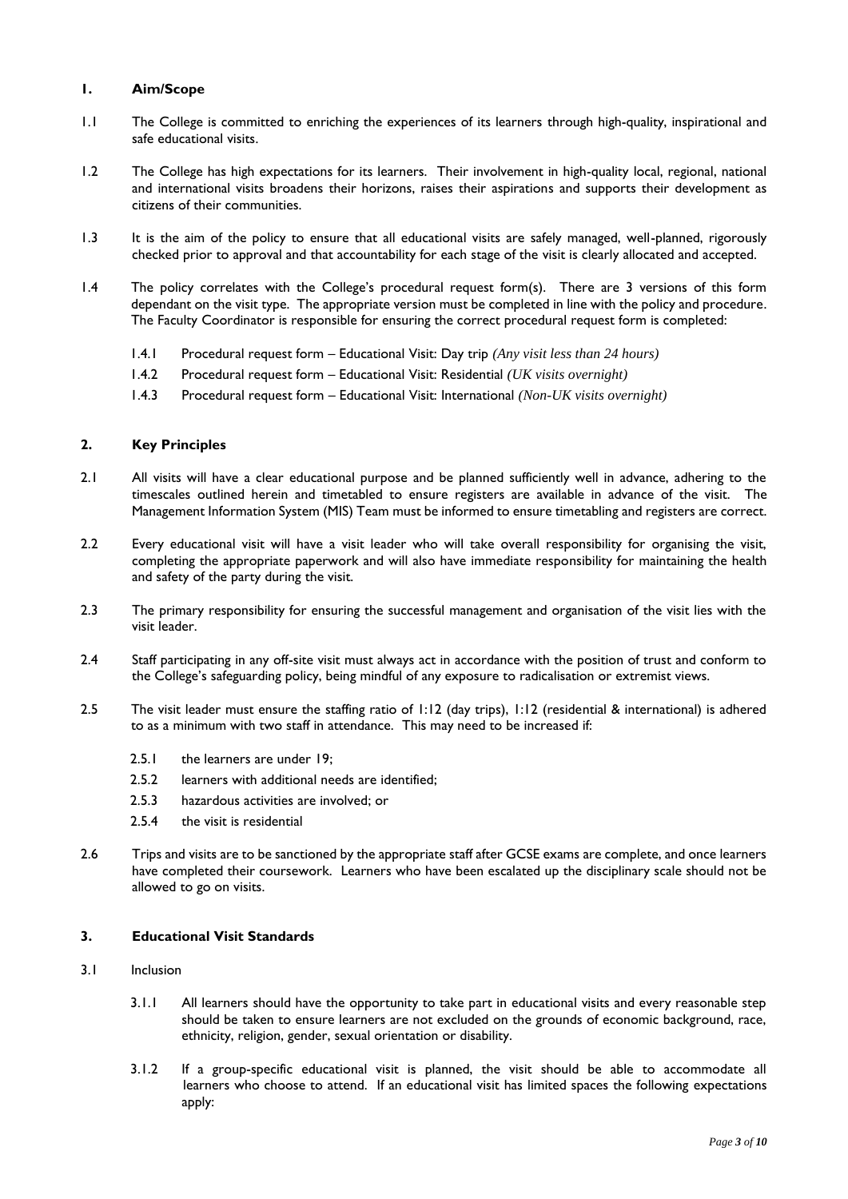## 1. Aim/Scope

1.1 The College is committed to enriching the experiences of its learners through high-quality, inspirational and safe educational visits.

1.2 The College has high expectations for its learners. Their involvement in high-quality local, regional, national and international visits broadens their horizons, raises their aspirations and supports their development as citizens of their communities.

1.3 It is the aim of the policy to ensure that all educational visits are safely managed, well-planned, rigorously checked prior to approval and that accountability for each stage of the visit is clearly allocated and accepted.

1.4 The policy correlates with the College's procedural request form(s). There are 3 versions of this form dependant on the visit type. The appropriate version must be completed in line with the policy and procedure. The Faculty Coordinator is responsible for ensuring the correct procedural request form is completed:

- 1.4.1 Procedural request form – Educational Visit: Day trip *(Any visit less than 24 hours)*
- 1.4.2 Procedural request form – Educational Visit: Residential *(UK visits overnight)*
- 1.4.3 Procedural request form – Educational Visit: International *(Non-UK visits overnight)*

## 2. Key Principles

2.1 All visits will have a clear educational purpose and be planned sufficiently well in advance, adhering to the timescales outlined herein and timetabled to ensure registers are available in advance of the visit. The Management Information System (MIS) Team must be informed to ensure timetabling and registers are correct.

2.2 Every educational visit will have a visit leader who will take overall responsibility for organising the visit, completing the appropriate paperwork and will also have immediate responsibility for maintaining the health and safety of the party during the visit.

2.3 The primary responsibility for ensuring the successful management and organisation of the visit lies with the visit leader.

2.4 Staff participating in any off-site visit must always act in accordance with the position of trust and conform to the College's safeguarding policy, being mindful of any exposure to radicalisation or extremist views.

2.5 The visit leader must ensure the staffing ratio of 1:12 (day trips), 1:12 (residential & international) is adhered to as a minimum with two staff in attendance. This may need to be increased if:

- 2.5.1 the learners are under 19;
- 2.5.2 learners with additional needs are identified;
- 2.5.3 hazardous activities are involved; or
- 2.5.4 the visit is residential

2.6 Trips and visits are to be sanctioned by the appropriate staff after GCSE exams are complete, and once learners have completed their coursework. Learners who have been escalated up the disciplinary scale should not be allowed to go on visits.

## 3. Educational Visit Standards

3.1 Inclusion

3.1.1 All learners should have the opportunity to take part in educational visits and every reasonable step should be taken to ensure learners are not excluded on the grounds of economic background, race, ethnicity, religion, gender, sexual orientation or disability.

3.1.2 If a group-specific educational visit is planned, the visit should be able to accommodate all learners who choose to attend. If an educational visit has limited spaces the following expectations apply: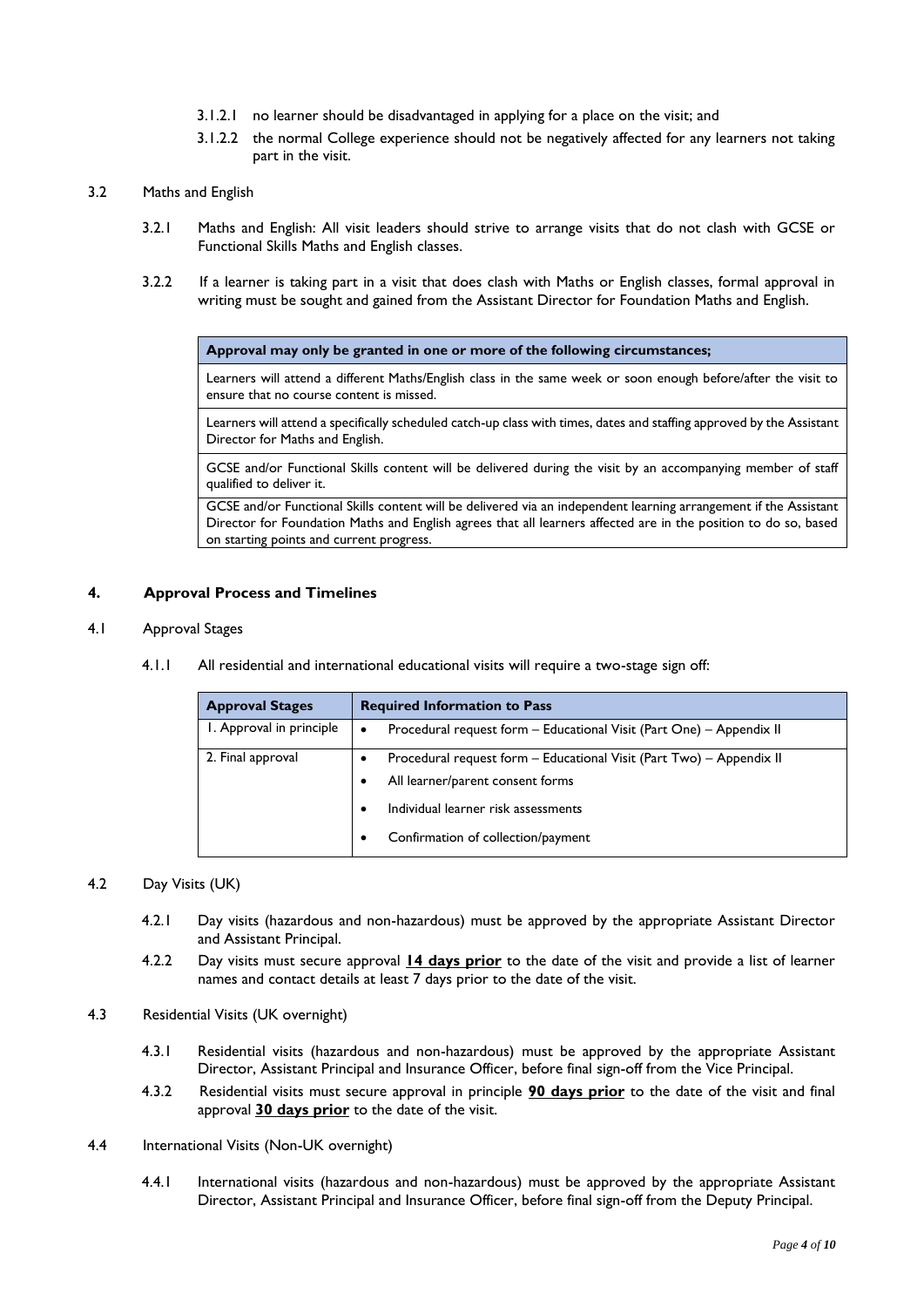3.1.2.1 no learner should be disadvantaged in applying for a place on the visit; and

3.1.2.2 the normal College experience should not be negatively affected for any learners not taking part in the visit.

3.2 Maths and English

3.2.1 Maths and English: All visit leaders should strive to arrange visits that do not clash with GCSE or Functional Skills Maths and English classes.

3.2.2 If a learner is taking part in a visit that does clash with Maths or English classes, formal approval in writing must be sought and gained from the Assistant Director for Foundation Maths and English.

| **Approval may only be granted in one or more of the following circumstances;** |
|---|
| Learners will attend a different Maths/English class in the same week or soon enough before/after the visit to ensure that no course content is missed. |
| Learners will attend a specifically scheduled catch-up class with times, dates and staffing approved by the Assistant Director for Maths and English. |
| GCSE and/or Functional Skills content will be delivered during the visit by an accompanying member of staff qualified to deliver it. |
| GCSE and/or Functional Skills content will be delivered via an independent learning arrangement if the Assistant Director for Foundation Maths and English agrees that all learners affected are in the position to do so, based on starting points and current progress. |

## 4. Approval Process and Timelines

4.1 Approval Stages

4.1.1 All residential and international educational visits will require a two-stage sign off:

| Approval Stages | Required Information to Pass |
|---|---|
| 1. Approval in principle | • Procedural request form – Educational Visit (Part One) – Appendix II |
| 2. Final approval | • Procedural request form – Educational Visit (Part Two) – Appendix II<br>• All learner/parent consent forms<br>• Individual learner risk assessments<br>• Confirmation of collection/payment |

4.2 Day Visits (UK)

4.2.1 Day visits (hazardous and non-hazardous) must be approved by the appropriate Assistant Director and Assistant Principal.

4.2.2 Day visits must secure approval **14 days prior** to the date of the visit and provide a list of learner names and contact details at least 7 days prior to the date of the visit.

4.3 Residential Visits (UK overnight)

4.3.1 Residential visits (hazardous and non-hazardous) must be approved by the appropriate Assistant Director, Assistant Principal and Insurance Officer, before final sign-off from the Vice Principal.

4.3.2 Residential visits must secure approval in principle **90 days prior** to the date of the visit and final approval **30 days prior** to the date of the visit.

4.4 International Visits (Non-UK overnight)

4.4.1 International visits (hazardous and non-hazardous) must be approved by the appropriate Assistant Director, Assistant Principal and Insurance Officer, before final sign-off from the Deputy Principal.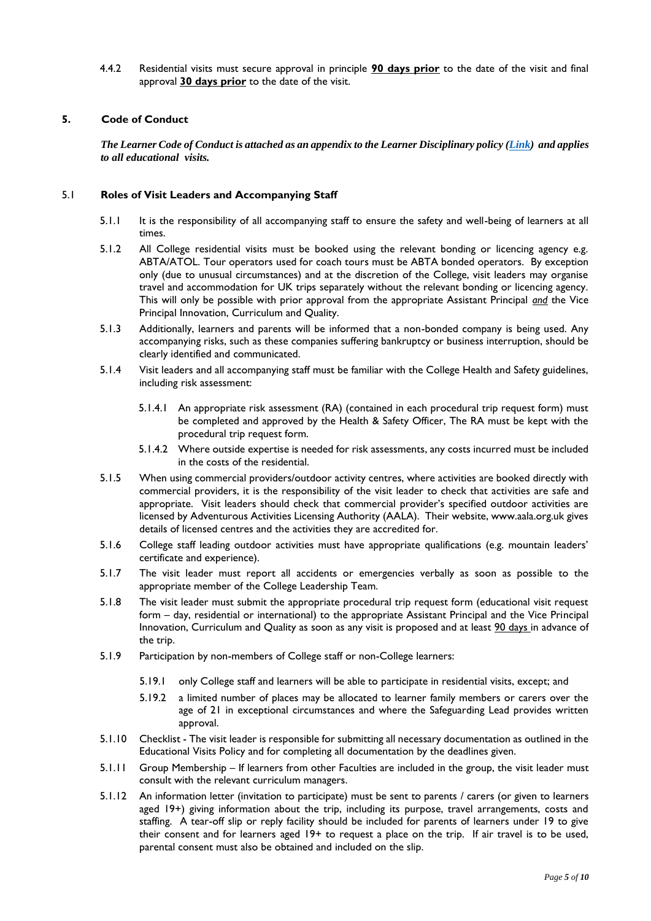4.4.2 Residential visits must secure approval in principle **90 days prior** to the date of the visit and final approval **30 days prior** to the date of the visit.

## 5. Code of Conduct

***The Learner Code of Conduct is attached as an appendix to the Learner Disciplinary policy (Link) and applies to all educational visits.***

### 5.1 Roles of Visit Leaders and Accompanying Staff

5.1.1 It is the responsibility of all accompanying staff to ensure the safety and well-being of learners at all times.

5.1.2 All College residential visits must be booked using the relevant bonding or licencing agency e.g. ABTA/ATOL. Tour operators used for coach tours must be ABTA bonded operators. By exception only (due to unusual circumstances) and at the discretion of the College, visit leaders may organise travel and accommodation for UK trips separately without the relevant bonding or licencing agency. This will only be possible with prior approval from the appropriate Assistant Principal ***and*** the Vice Principal Innovation, Curriculum and Quality.

5.1.3 Additionally, learners and parents will be informed that a non-bonded company is being used. Any accompanying risks, such as these companies suffering bankruptcy or business interruption, should be clearly identified and communicated.

5.1.4 Visit leaders and all accompanying staff must be familiar with the College Health and Safety guidelines, including risk assessment:

- 5.1.4.1 An appropriate risk assessment (RA) (contained in each procedural trip request form) must be completed and approved by the Health & Safety Officer, The RA must be kept with the procedural trip request form.
- 5.1.4.2 Where outside expertise is needed for risk assessments, any costs incurred must be included in the costs of the residential.

5.1.5 When using commercial providers/outdoor activity centres, where activities are booked directly with commercial providers, it is the responsibility of the visit leader to check that activities are safe and appropriate. Visit leaders should check that commercial provider's specified outdoor activities are licensed by Adventurous Activities Licensing Authority (AALA). Their website, www.aala.org.uk gives details of licensed centres and the activities they are accredited for.

5.1.6 College staff leading outdoor activities must have appropriate qualifications (e.g. mountain leaders' certificate and experience).

5.1.7 The visit leader must report all accidents or emergencies verbally as soon as possible to the appropriate member of the College Leadership Team.

5.1.8 The visit leader must submit the appropriate procedural trip request form (educational visit request form – day, residential or international) to the appropriate Assistant Principal and the Vice Principal Innovation, Curriculum and Quality as soon as any visit is proposed and at least <u>90 days</u> in advance of the trip.

5.1.9 Participation by non-members of College staff or non-College learners:

- 5.19.1 only College staff and learners will be able to participate in residential visits, except; and
- 5.19.2 a limited number of places may be allocated to learner family members or carers over the age of 21 in exceptional circumstances and where the Safeguarding Lead provides written approval.

5.1.10 Checklist - The visit leader is responsible for submitting all necessary documentation as outlined in the Educational Visits Policy and for completing all documentation by the deadlines given.

5.1.11 Group Membership – If learners from other Faculties are included in the group, the visit leader must consult with the relevant curriculum managers.

5.1.12 An information letter (invitation to participate) must be sent to parents / carers (or given to learners aged 19+) giving information about the trip, including its purpose, travel arrangements, costs and staffing. A tear-off slip or reply facility should be included for parents of learners under 19 to give their consent and for learners aged 19+ to request a place on the trip. If air travel is to be used, parental consent must also be obtained and included on the slip.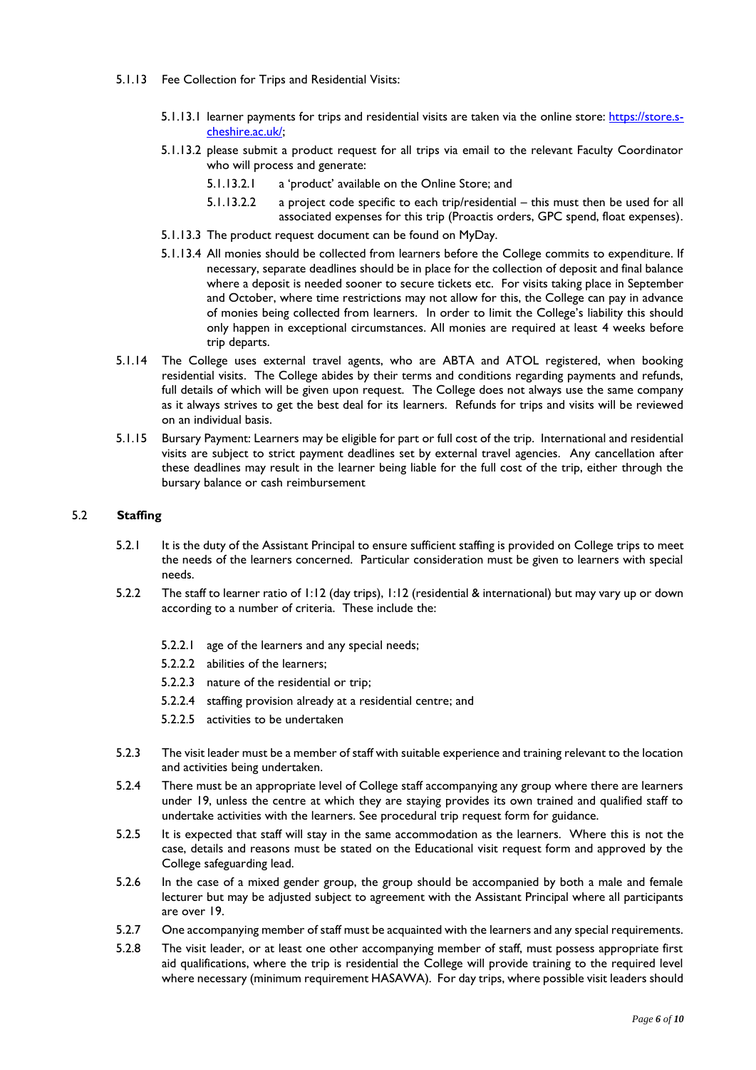5.1.13 Fee Collection for Trips and Residential Visits:

- 5.1.13.1 learner payments for trips and residential visits are taken via the online store: [https://store.s-cheshire.ac.uk/](https://store.s-cheshire.ac.uk/);
- 5.1.13.2 please submit a product request for all trips via email to the relevant Faculty Coordinator who will process and generate:
  - 5.1.13.2.1 a 'product' available on the Online Store; and
  - 5.1.13.2.2 a project code specific to each trip/residential – this must then be used for all associated expenses for this trip (Proactis orders, GPC spend, float expenses).
- 5.1.13.3 The product request document can be found on MyDay.
- 5.1.13.4 All monies should be collected from learners before the College commits to expenditure. If necessary, separate deadlines should be in place for the collection of deposit and final balance where a deposit is needed sooner to secure tickets etc. For visits taking place in September and October, where time restrictions may not allow for this, the College can pay in advance of monies being collected from learners. In order to limit the College's liability this should only happen in exceptional circumstances. All monies are required at least 4 weeks before trip departs.

5.1.14 The College uses external travel agents, who are ABTA and ATOL registered, when booking residential visits. The College abides by their terms and conditions regarding payments and refunds, full details of which will be given upon request. The College does not always use the same company as it always strives to get the best deal for its learners. Refunds for trips and visits will be reviewed on an individual basis.

5.1.15 Bursary Payment: Learners may be eligible for part or full cost of the trip. International and residential visits are subject to strict payment deadlines set by external travel agencies. Any cancellation after these deadlines may result in the learner being liable for the full cost of the trip, either through the bursary balance or cash reimbursement

## 5.2 Staffing

5.2.1 It is the duty of the Assistant Principal to ensure sufficient staffing is provided on College trips to meet the needs of the learners concerned. Particular consideration must be given to learners with special needs.

5.2.2 The staff to learner ratio of 1:12 (day trips), 1:12 (residential & international) but may vary up or down according to a number of criteria. These include the:

- 5.2.2.1 age of the learners and any special needs;
- 5.2.2.2 abilities of the learners;
- 5.2.2.3 nature of the residential or trip;
- 5.2.2.4 staffing provision already at a residential centre; and
- 5.2.2.5 activities to be undertaken

5.2.3 The visit leader must be a member of staff with suitable experience and training relevant to the location and activities being undertaken.

5.2.4 There must be an appropriate level of College staff accompanying any group where there are learners under 19, unless the centre at which they are staying provides its own trained and qualified staff to undertake activities with the learners. See procedural trip request form for guidance.

5.2.5 It is expected that staff will stay in the same accommodation as the learners. Where this is not the case, details and reasons must be stated on the Educational visit request form and approved by the College safeguarding lead.

5.2.6 In the case of a mixed gender group, the group should be accompanied by both a male and female lecturer but may be adjusted subject to agreement with the Assistant Principal where all participants are over 19.

5.2.7 One accompanying member of staff must be acquainted with the learners and any special requirements.

5.2.8 The visit leader, or at least one other accompanying member of staff, must possess appropriate first aid qualifications, where the trip is residential the College will provide training to the required level where necessary (minimum requirement HASAWA). For day trips, where possible visit leaders should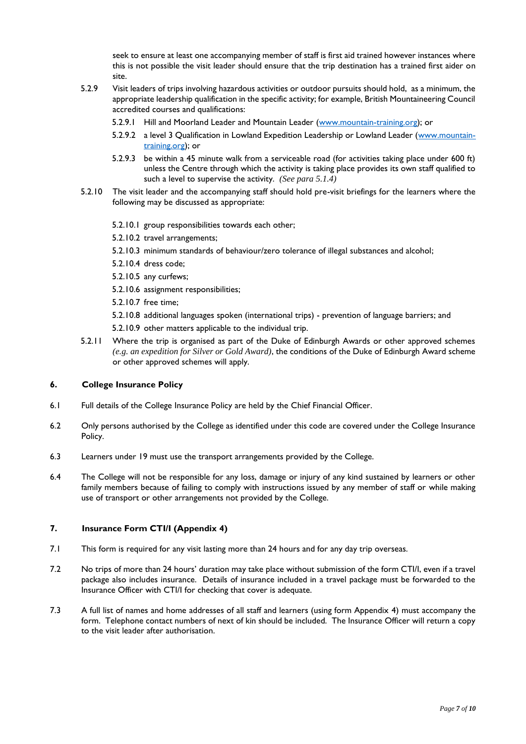seek to ensure at least one accompanying member of staff is first aid trained however instances where this is not possible the visit leader should ensure that the trip destination has a trained first aider on site.

5.2.9 Visit leaders of trips involving hazardous activities or outdoor pursuits should hold, as a minimum, the appropriate leadership qualification in the specific activity; for example, British Mountaineering Council accredited courses and qualifications:

- 5.2.9.1 Hill and Moorland Leader and Mountain Leader ([www.mountain-training.org](http://www.mountain-training.org)); or
- 5.2.9.2 a level 3 Qualification in Lowland Expedition Leadership or Lowland Leader ([www.mountain-training.org](http://www.mountain-training.org)); or
- 5.2.9.3 be within a 45 minute walk from a serviceable road (for activities taking place under 600 ft) unless the Centre through which the activity is taking place provides its own staff qualified to such a level to supervise the activity. *(See para 5.1.4)*

5.2.10 The visit leader and the accompanying staff should hold pre-visit briefings for the learners where the following may be discussed as appropriate:

- 5.2.10.1 group responsibilities towards each other;
- 5.2.10.2 travel arrangements;
- 5.2.10.3 minimum standards of behaviour/zero tolerance of illegal substances and alcohol;
- 5.2.10.4 dress code;
- 5.2.10.5 any curfews;
- 5.2.10.6 assignment responsibilities;
- 5.2.10.7 free time;
- 5.2.10.8 additional languages spoken (international trips) - prevention of language barriers; and
- 5.2.10.9 other matters applicable to the individual trip.

5.2.11 Where the trip is organised as part of the Duke of Edinburgh Awards or other approved schemes *(e.g. an expedition for Silver or Gold Award)*, the conditions of the Duke of Edinburgh Award scheme or other approved schemes will apply.

## 6. College Insurance Policy

6.1 Full details of the College Insurance Policy are held by the Chief Financial Officer.

6.2 Only persons authorised by the College as identified under this code are covered under the College Insurance Policy.

6.3 Learners under 19 must use the transport arrangements provided by the College.

6.4 The College will not be responsible for any loss, damage or injury of any kind sustained by learners or other family members because of failing to comply with instructions issued by any member of staff or while making use of transport or other arrangements not provided by the College.

## 7. Insurance Form CTI/I (Appendix 4)

7.1 This form is required for any visit lasting more than 24 hours and for any day trip overseas.

7.2 No trips of more than 24 hours' duration may take place without submission of the form CTI/I, even if a travel package also includes insurance. Details of insurance included in a travel package must be forwarded to the Insurance Officer with CTI/I for checking that cover is adequate.

7.3 A full list of names and home addresses of all staff and learners (using form Appendix 4) must accompany the form. Telephone contact numbers of next of kin should be included. The Insurance Officer will return a copy to the visit leader after authorisation.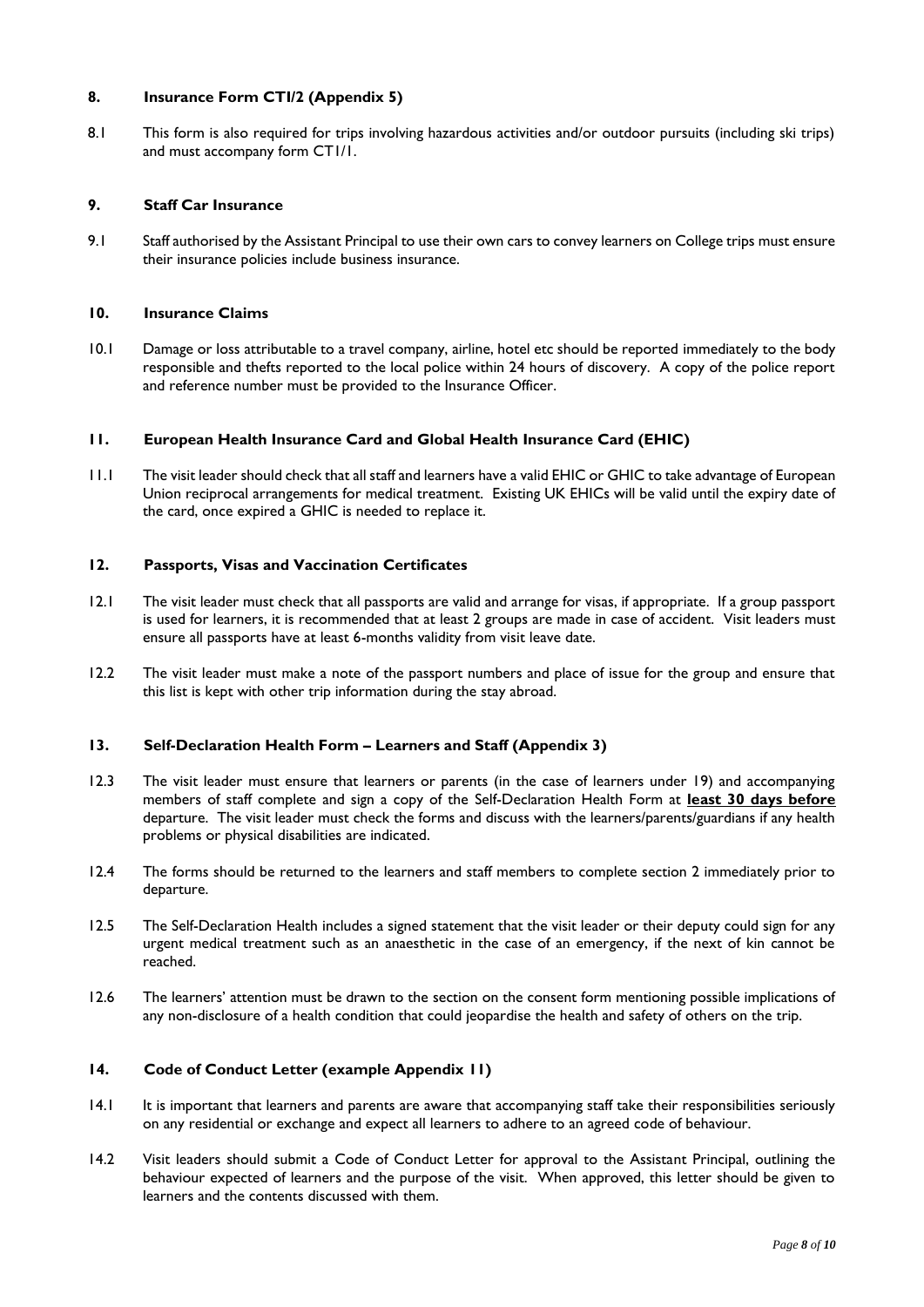## 8. Insurance Form CTI/2 (Appendix 5)

8.1 This form is also required for trips involving hazardous activities and/or outdoor pursuits (including ski trips) and must accompany form CT1/1.

## 9. Staff Car Insurance

9.1 Staff authorised by the Assistant Principal to use their own cars to convey learners on College trips must ensure their insurance policies include business insurance.

## 10. Insurance Claims

10.1 Damage or loss attributable to a travel company, airline, hotel etc should be reported immediately to the body responsible and thefts reported to the local police within 24 hours of discovery. A copy of the police report and reference number must be provided to the Insurance Officer.

## 11. European Health Insurance Card and Global Health Insurance Card (EHIC)

11.1 The visit leader should check that all staff and learners have a valid EHIC or GHIC to take advantage of European Union reciprocal arrangements for medical treatment. Existing UK EHICs will be valid until the expiry date of the card, once expired a GHIC is needed to replace it.

## 12. Passports, Visas and Vaccination Certificates

12.1 The visit leader must check that all passports are valid and arrange for visas, if appropriate. If a group passport is used for learners, it is recommended that at least 2 groups are made in case of accident. Visit leaders must ensure all passports have at least 6-months validity from visit leave date.

12.2 The visit leader must make a note of the passport numbers and place of issue for the group and ensure that this list is kept with other trip information during the stay abroad.

## 13. Self-Declaration Health Form – Learners and Staff (Appendix 3)

12.3 The visit leader must ensure that learners or parents (in the case of learners under 19) and accompanying members of staff complete and sign a copy of the Self-Declaration Health Form at **<u>least 30 days before</u>** departure. The visit leader must check the forms and discuss with the learners/parents/guardians if any health problems or physical disabilities are indicated.

12.4 The forms should be returned to the learners and staff members to complete section 2 immediately prior to departure.

12.5 The Self-Declaration Health includes a signed statement that the visit leader or their deputy could sign for any urgent medical treatment such as an anaesthetic in the case of an emergency, if the next of kin cannot be reached.

12.6 The learners' attention must be drawn to the section on the consent form mentioning possible implications of any non-disclosure of a health condition that could jeopardise the health and safety of others on the trip.

## 14. Code of Conduct Letter (example Appendix 11)

14.1 It is important that learners and parents are aware that accompanying staff take their responsibilities seriously on any residential or exchange and expect all learners to adhere to an agreed code of behaviour.

14.2 Visit leaders should submit a Code of Conduct Letter for approval to the Assistant Principal, outlining the behaviour expected of learners and the purpose of the visit. When approved, this letter should be given to learners and the contents discussed with them.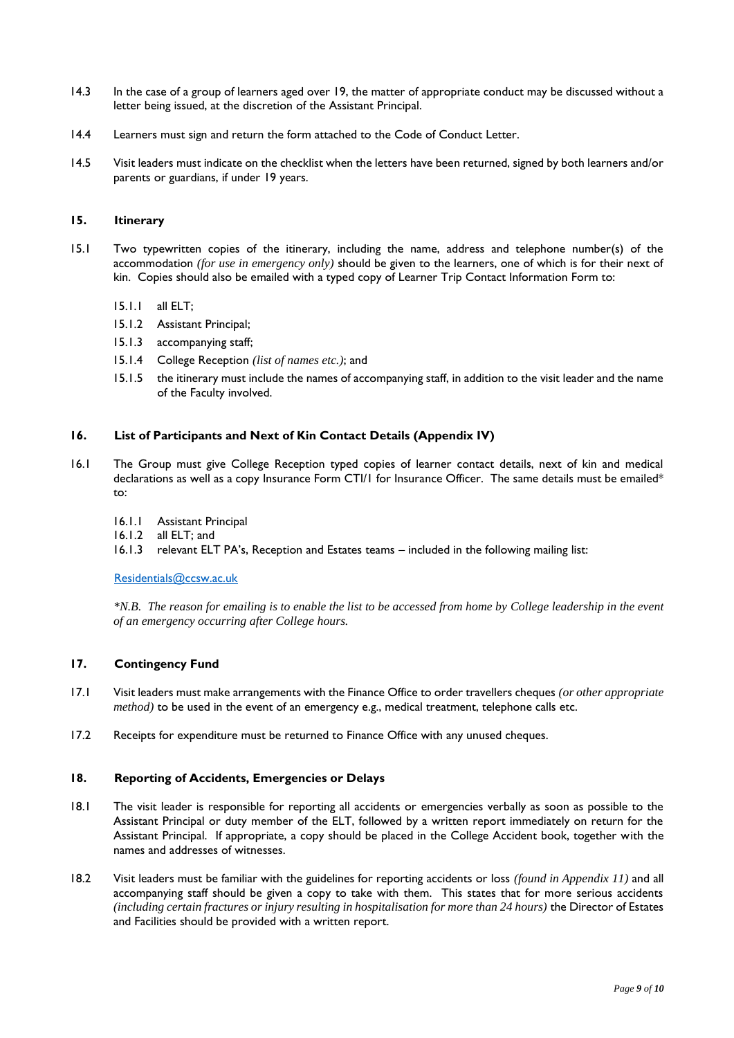14.3 In the case of a group of learners aged over 19, the matter of appropriate conduct may be discussed without a letter being issued, at the discretion of the Assistant Principal.

14.4 Learners must sign and return the form attached to the Code of Conduct Letter.

14.5 Visit leaders must indicate on the checklist when the letters have been returned, signed by both learners and/or parents or guardians, if under 19 years.

## 15. Itinerary

15.1 Two typewritten copies of the itinerary, including the name, address and telephone number(s) of the accommodation *(for use in emergency only)* should be given to the learners, one of which is for their next of kin. Copies should also be emailed with a typed copy of Learner Trip Contact Information Form to:

- 15.1.1 all ELT;
- 15.1.2 Assistant Principal;
- 15.1.3 accompanying staff;
- 15.1.4 College Reception *(list of names etc.)*; and
- 15.1.5 the itinerary must include the names of accompanying staff, in addition to the visit leader and the name of the Faculty involved.

## 16. List of Participants and Next of Kin Contact Details (Appendix IV)

16.1 The Group must give College Reception typed copies of learner contact details, next of kin and medical declarations as well as a copy Insurance Form CTI/1 for Insurance Officer. The same details must be emailed* to:

- 16.1.1 Assistant Principal
- 16.1.2 all ELT; and
- 16.1.3 relevant ELT PA's, Reception and Estates teams – included in the following mailing list:

[Residentials@ccsw.ac.uk](mailto:Residentials@ccsw.ac.uk)

**N.B. The reason for emailing is to enable the list to be accessed from home by College leadership in the event of an emergency occurring after College hours.*

## 17. Contingency Fund

17.1 Visit leaders must make arrangements with the Finance Office to order travellers cheques *(or other appropriate method)* to be used in the event of an emergency e.g., medical treatment, telephone calls etc.

17.2 Receipts for expenditure must be returned to Finance Office with any unused cheques.

## 18. Reporting of Accidents, Emergencies or Delays

18.1 The visit leader is responsible for reporting all accidents or emergencies verbally as soon as possible to the Assistant Principal or duty member of the ELT, followed by a written report immediately on return for the Assistant Principal. If appropriate, a copy should be placed in the College Accident book, together with the names and addresses of witnesses.

18.2 Visit leaders must be familiar with the guidelines for reporting accidents or loss *(found in Appendix 11)* and all accompanying staff should be given a copy to take with them. This states that for more serious accidents *(including certain fractures or injury resulting in hospitalisation for more than 24 hours)* the Director of Estates and Facilities should be provided with a written report.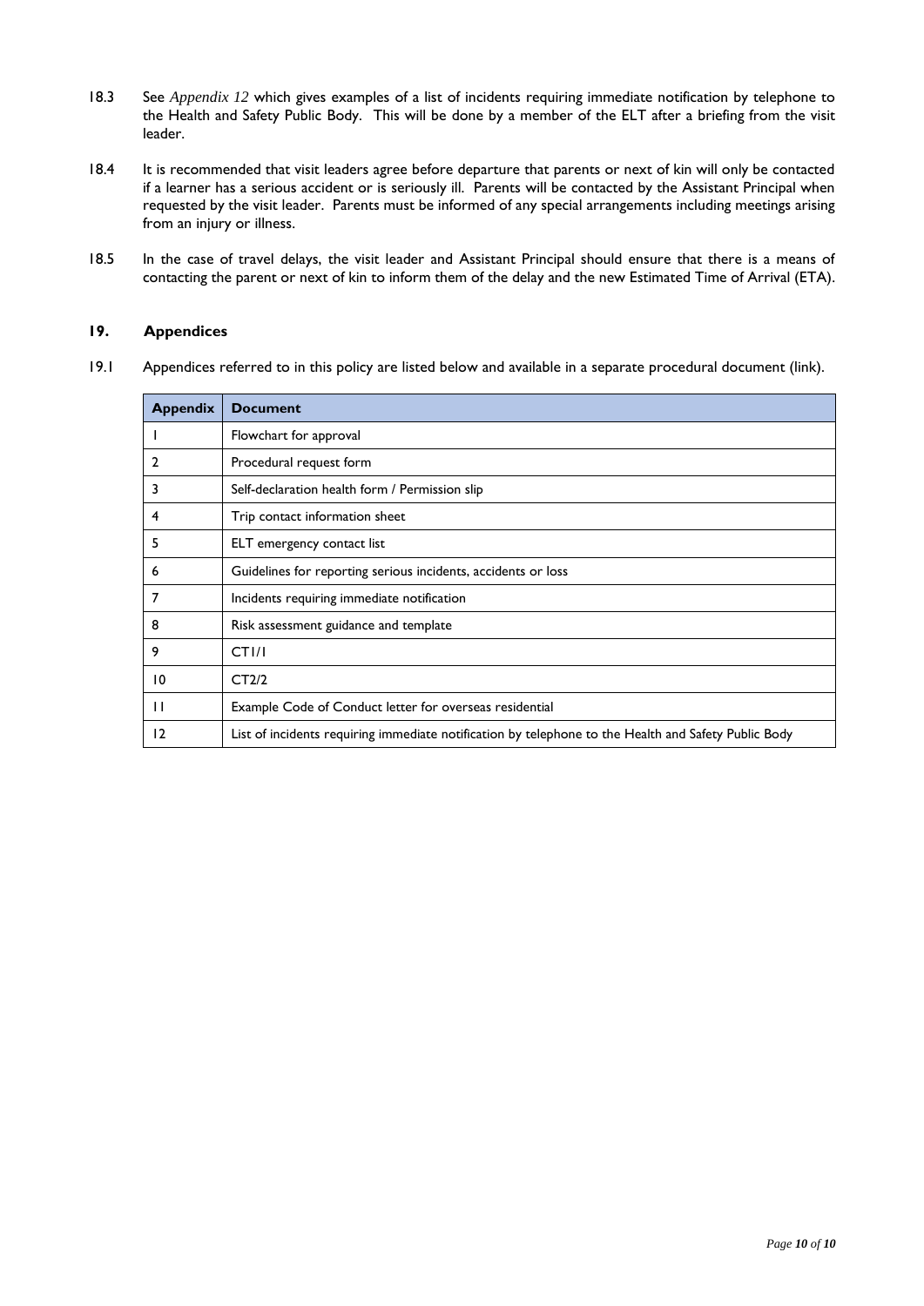18.3 See *Appendix 12* which gives examples of a list of incidents requiring immediate notification by telephone to the Health and Safety Public Body. This will be done by a member of the ELT after a briefing from the visit leader.

18.4 It is recommended that visit leaders agree before departure that parents or next of kin will only be contacted if a learner has a serious accident or is seriously ill. Parents will be contacted by the Assistant Principal when requested by the visit leader. Parents must be informed of any special arrangements including meetings arising from an injury or illness.

18.5 In the case of travel delays, the visit leader and Assistant Principal should ensure that there is a means of contacting the parent or next of kin to inform them of the delay and the new Estimated Time of Arrival (ETA).

## 19. Appendices

19.1 Appendices referred to in this policy are listed below and available in a separate procedural document (link).

| Appendix | Document |
|---|---|
| 1 | Flowchart for approval |
| 2 | Procedural request form |
| 3 | Self-declaration health form / Permission slip |
| 4 | Trip contact information sheet |
| 5 | ELT emergency contact list |
| 6 | Guidelines for reporting serious incidents, accidents or loss |
| 7 | Incidents requiring immediate notification |
| 8 | Risk assessment guidance and template |
| 9 | CT1/1 |
| 10 | CT2/2 |
| 11 | Example Code of Conduct letter for overseas residential |
| 12 | List of incidents requiring immediate notification by telephone to the Health and Safety Public Body |